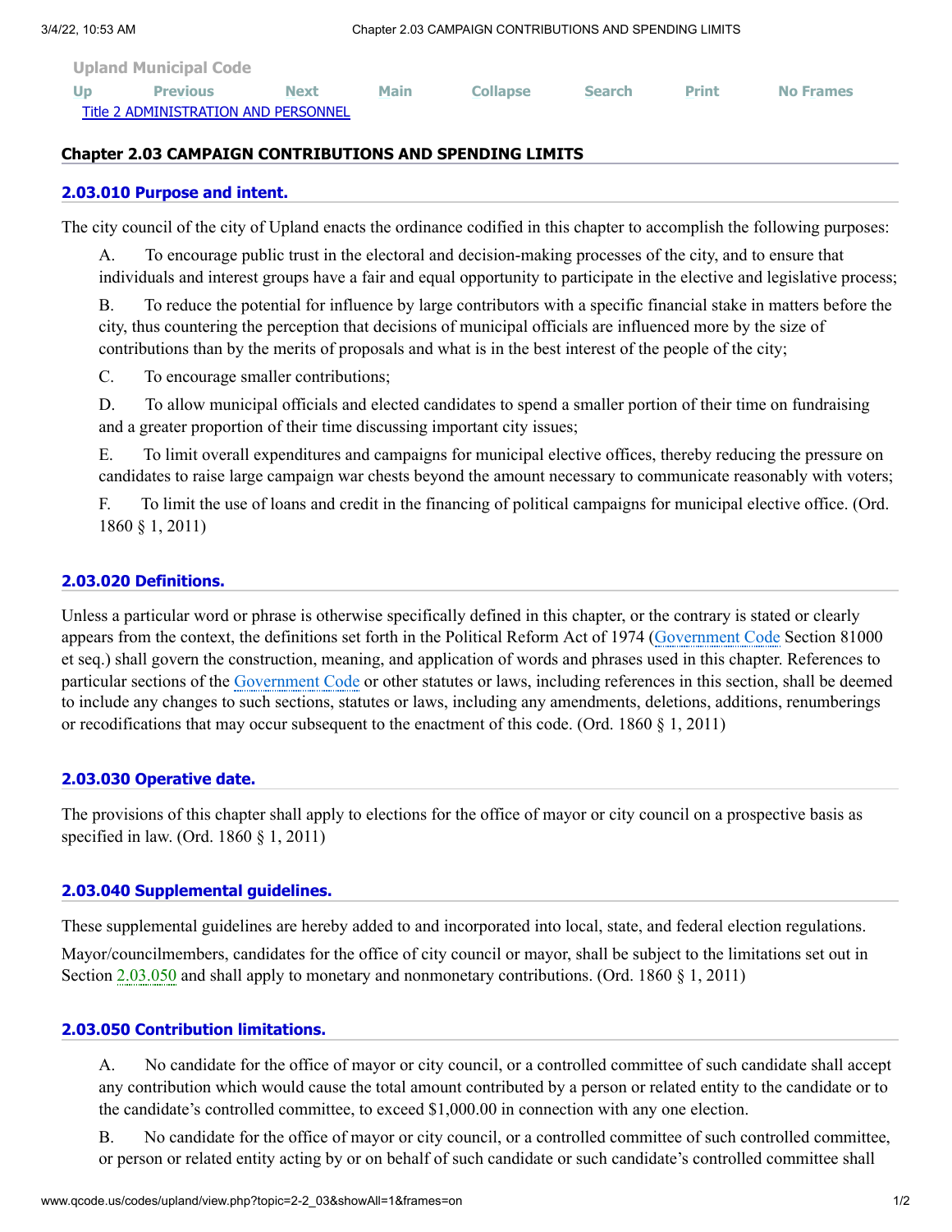Upland Municipal Code

Up Previous Next Main Collapse Search Print No Frames

Title 2 ADMINISTRATION AND PERSONNEL

## Chapter 2.03 CAMPAIGN CONTRIBUTIONS AND SPENDING LIMITS

### 2.03.010 Purpose and intent.

The city council of the city of Upland enacts the ordinance codified in this chapter to accomplish the following purposes:

A. To encourage public trust in the electoral and decision-making processes of the city, and to ensure that individuals and interest groups have a fair and equal opportunity to participate in the elective and legislative process;

B. To reduce the potential for influence by large contributors with a specific financial stake in matters before the city, thus countering the perception that decisions of municipal officials are influenced more by the size of contributions than by the merits of proposals and what is in the best interest of the people of the city;

C. To encourage smaller contributions;

D. To allow municipal officials and elected candidates to spend a smaller portion of their time on fundraising and a greater proportion of their time discussing important city issues;

E. To limit overall expenditures and campaigns for municipal elective offices, thereby reducing the pressure on candidates to raise large campaign war chests beyond the amount necessary to communicate reasonably with voters;

F. To limit the use of loans and credit in the financing of political campaigns for municipal elective office. (Ord. 1860 § 1, 2011)

### 2.03.020 Definitions.

Unless a particular word or phrase is otherwise specifically defined in this chapter, or the contrary is stated or clearly appears from the context, the definitions set forth in the Political Reform Act of 1974 (Government Code Section 81000 et seq.) shall govern the construction, meaning, and application of words and phrases used in this chapter. References to particular sections of the Government Code or other statutes or laws, including references in this section, shall be deemed to include any changes to such sections, statutes or laws, including any amendments, deletions, additions, renumberings or recodifications that may occur subsequent to the enactment of this code. (Ord. 1860 § 1, 2011)

### 2.03.030 Operative date.

The provisions of this chapter shall apply to elections for the office of mayor or city council on a prospective basis as specified in law. (Ord. 1860 § 1, 2011)

### 2.03.040 Supplemental guidelines.

These supplemental guidelines are hereby added to and incorporated into local, state, and federal election regulations.

Mayor/councilmembers, candidates for the office of city council or mayor, shall be subject to the limitations set out in Section 2.03.050 and shall apply to monetary and nonmonetary contributions. (Ord. 1860 § 1, 2011)

### 2.03.050 Contribution limitations.

A. No candidate for the office of mayor or city council, or a controlled committee of such candidate shall accept any contribution which would cause the total amount contributed by a person or related entity to the candidate or to the candidate's controlled committee, to exceed $1,000.00 in connection with any one election.

B. No candidate for the office of mayor or city council, or a controlled committee of such controlled committee, or person or related entity acting by or on behalf of such candidate or such candidate's controlled committee shall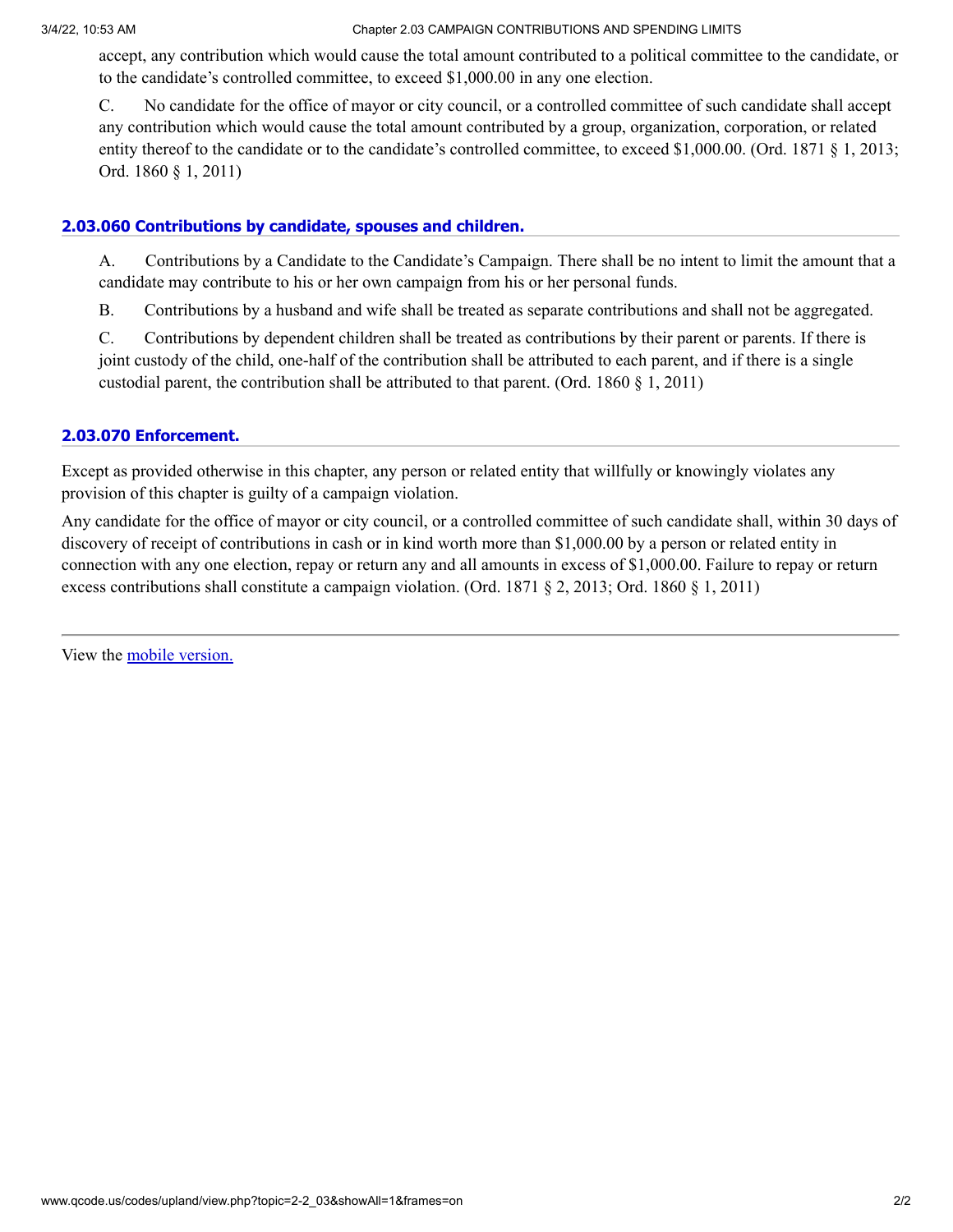accept, any contribution which would cause the total amount contributed to a political committee to the candidate, or to the candidate's controlled committee, to exceed $1,000.00 in any one election.

C. No candidate for the office of mayor or city council, or a controlled committee of such candidate shall accept any contribution which would cause the total amount contributed by a group, organization, corporation, or related entity thereof to the candidate or to the candidate's controlled committee, to exceed $1,000.00. (Ord. 1871 § 1, 2013; Ord. 1860 § 1, 2011)

### 2.03.060 Contributions by candidate, spouses and children.

A. Contributions by a Candidate to the Candidate's Campaign. There shall be no intent to limit the amount that a candidate may contribute to his or her own campaign from his or her personal funds.

B. Contributions by a husband and wife shall be treated as separate contributions and shall not be aggregated.

C. Contributions by dependent children shall be treated as contributions by their parent or parents. If there is joint custody of the child, one-half of the contribution shall be attributed to each parent, and if there is a single custodial parent, the contribution shall be attributed to that parent. (Ord. 1860 § 1, 2011)

### 2.03.070 Enforcement.

Except as provided otherwise in this chapter, any person or related entity that willfully or knowingly violates any provision of this chapter is guilty of a campaign violation.

Any candidate for the office of mayor or city council, or a controlled committee of such candidate shall, within 30 days of discovery of receipt of contributions in cash or in kind worth more than $1,000.00 by a person or related entity in connection with any one election, repay or return any and all amounts in excess of $1,000.00. Failure to repay or return excess contributions shall constitute a campaign violation. (Ord. 1871 § 2, 2013; Ord. 1860 § 1, 2011)

---

View the mobile version.